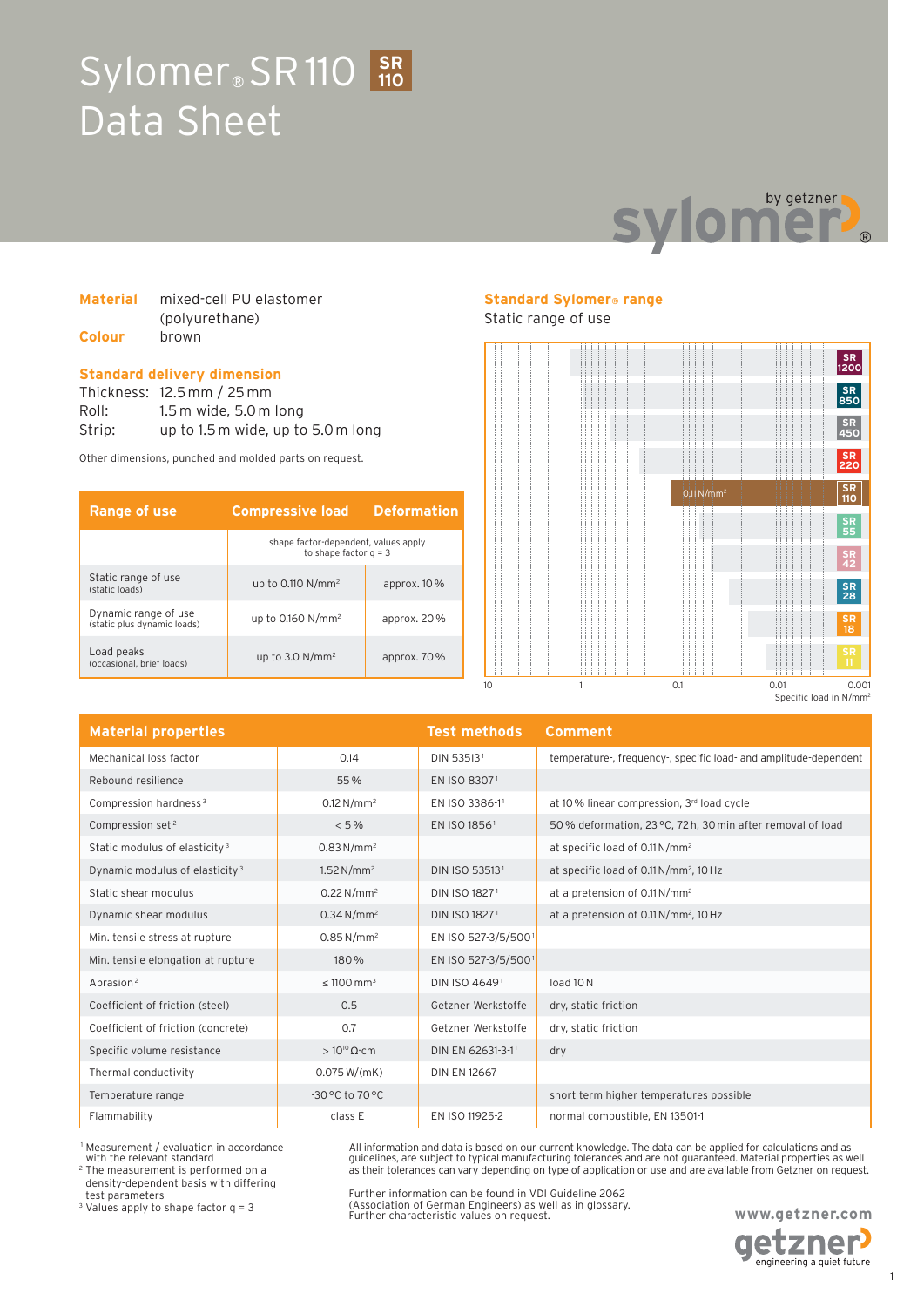# Sylomer® SR 110 Data Sheet

**Material** mixed-cell PU elastomer (polyurethane)

**Colour** brown

## Standard delivery dimension

Thickness: 12.5 mm / 25 mm
Roll: 1.5 m wide, 5.0 m long
Strip: up to 1.5 m wide, up to 5.0 m long

Other dimensions, punched and molded parts on request.

| Range of use | Compressive load | Deformation |
|---|---|---|
| | shape factor-dependent, values apply to shape factor q = 3 | |
| Static range of use (static loads) | up to 0.110 N/mm² | approx. 10 % |
| Dynamic range of use (static plus dynamic loads) | up to 0.160 N/mm² | approx. 20 % |
| Load peaks (occasional, brief loads) | up to 3.0 N/mm² | approx. 70 % |

## Standard Sylomer® range

Static range of use

SR 1200, SR 850, SR 450, SR 220, SR 110 (0.11 N/mm²), SR 55, SR 42, SR 28, SR 18, SR 11

10 — 1 — 0.1 — 0.01 — 0.001

Specific load in N/mm²

| Material properties | | Test methods | Comment |
|---|---|---|---|
| Mechanical loss factor | 0.14 | DIN 53513[1] | temperature-, frequency-, specific load- and amplitude-dependent |
| Rebound resilience | 55 % | EN ISO 8307[1] | |
| Compression hardness[3] | 0.12 N/mm² | EN ISO 3386-1[1] | at 10 % linear compression, 3rd load cycle |
| Compression set[2] | < 5 % | EN ISO 1856[1] | 50 % deformation, 23 °C, 72 h, 30 min after removal of load |
| Static modulus of elasticity[3] | 0.83 N/mm² | | at specific load of 0.11 N/mm² |
| Dynamic modulus of elasticity[3] | 1.52 N/mm² | DIN ISO 53513[1] | at specific load of 0.11 N/mm², 10 Hz |
| Static shear modulus | 0.22 N/mm² | DIN ISO 1827[1] | at a pretension of 0.11 N/mm² |
| Dynamic shear modulus | 0.34 N/mm² | DIN ISO 1827[1] | at a pretension of 0.11 N/mm², 10 Hz |
| Min. tensile stress at rupture | 0.85 N/mm² | EN ISO 527-3/5/500[1] | |
| Min. tensile elongation at rupture | 180 % | EN ISO 527-3/5/500[1] | |
| Abrasion[2] | ≤ 1100 mm³ | DIN ISO 4649[1] | load 10 N |
| Coefficient of friction (steel) | 0.5 | Getzner Werkstoffe | dry, static friction |
| Coefficient of friction (concrete) | 0.7 | Getzner Werkstoffe | dry, static friction |
| Specific volume resistance | > $10^{10}$ Ω·cm | DIN EN 62631-3-1[1] | dry |
| Thermal conductivity | 0.075 W/(mK) | DIN EN 12667 | |
| Temperature range | -30 °C to 70 °C | | short term higher temperatures possible |
| Flammability | class E | EN ISO 11925-2 | normal combustible, EN 13501-1 |

[1] Measurement / evaluation in accordance with the relevant standard
[2] The measurement is performed on a density-dependent basis with differing test parameters
[3] Values apply to shape factor q = 3

All information and data is based on our current knowledge. The data can be applied for calculations and as guidelines, are subject to typical manufacturing tolerances and are not guaranteed. Material properties as well as their tolerances can vary depending on type of application or use and are available from Getzner on request.

Further information can be found in VDI Guideline 2062 (Association of German Engineers) as well as in glossary. Further characteristic values on request.

www.getzner.com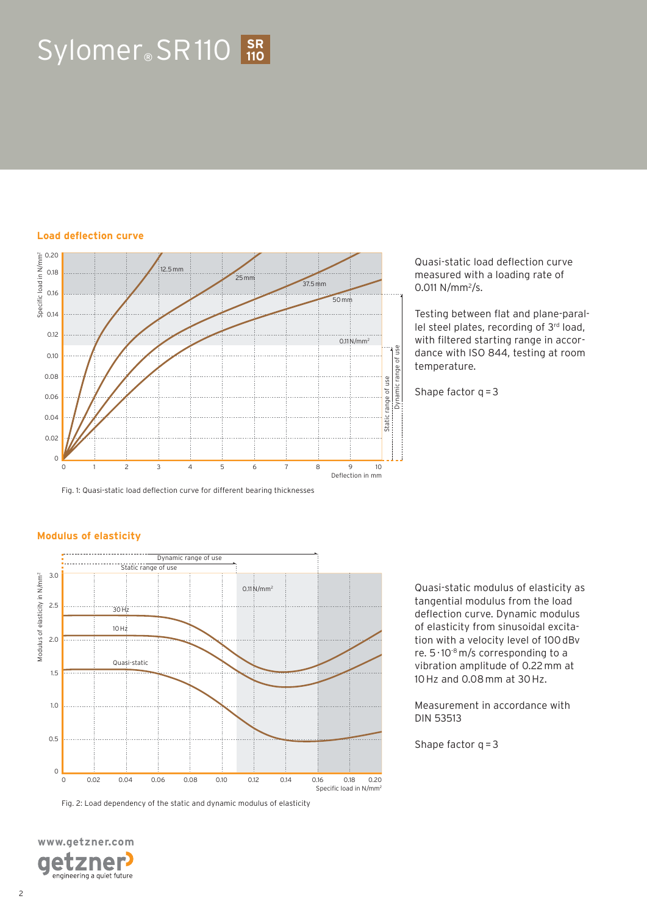# Sylomer® SR 110

## Load deflection curve

Quasi-static load deflection curve measured with a loading rate of 0.011 N/mm²/s.

Testing between flat and plane-parallel steel plates, recording of 3rd load, with filtered starting range in accordance with ISO 844, testing at room temperature.

Shape factor q = 3

Fig. 1: Quasi-static load deflection curve for different bearing thicknesses

## Modulus of elasticity

Quasi-static modulus of elasticity as tangential modulus from the load deflection curve. Dynamic modulus of elasticity from sinusoidal excitation with a velocity level of 100 dBv re. $5 \cdot 10^{-8}$ m/s corresponding to a vibration amplitude of 0.22 mm at 10 Hz and 0.08 mm at 30 Hz.

Measurement in accordance with DIN 53513

Shape factor q = 3

Fig. 2: Load dependency of the static and dynamic modulus of elasticity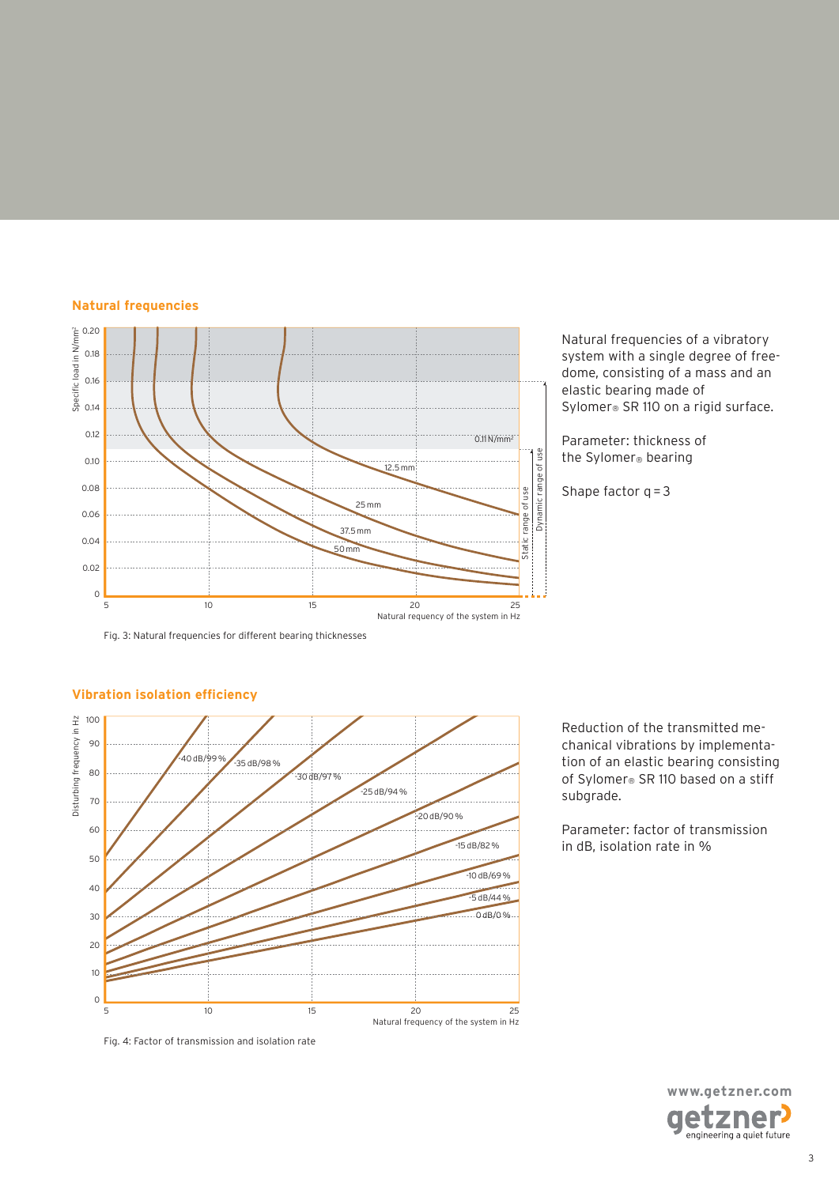## Natural frequencies

Natural frequencies of a vibratory system with a single degree of free-dome, consisting of a mass and an elastic bearing made of Sylomer® SR 110 on a rigid surface.

Parameter: thickness of the Sylomer® bearing

Shape factor q = 3

Fig. 3: Natural frequencies for different bearing thicknesses

## Vibration isolation efficiency

Reduction of the transmitted mechanical vibrations by implementation of an elastic bearing consisting of Sylomer® SR 110 based on a stiff subgrade.

Parameter: factor of transmission in dB, isolation rate in %

Fig. 4: Factor of transmission and isolation rate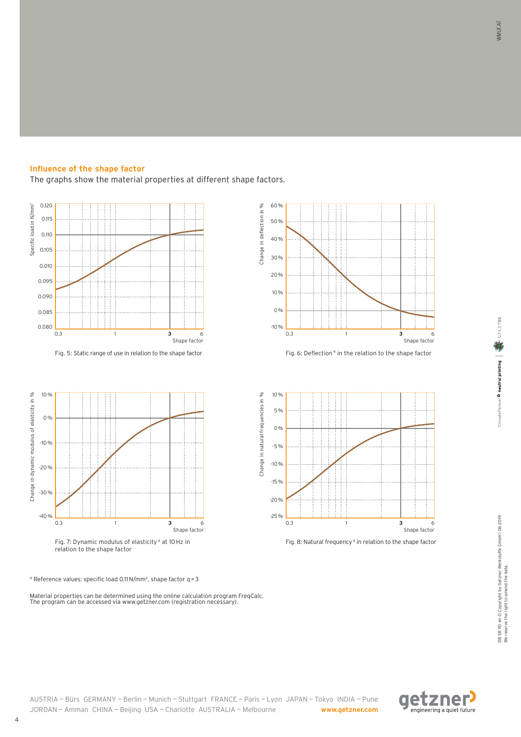## Influence of the shape factor

The graphs show the material properties at different shape factors.

Specific load in N/mm²
0.120
0.115
0.110
0.105
0.010
0.095
0.090
0.085
0.080
0.3
1
3
6
Shape factor

Fig. 5: Static range of use in relation to the shape factor

Change in deflection in %
60 %
50 %
40 %
30 %
20 %
10 %
0 %
-10 %
0.3
1
3
6
Shape factor

Fig. 6: Deflection[4] in the relation to the shape factor

Change in dynamic modulus of elasticity in %
10 %
0 %
-10 %
-20 %
-30 %
-40 %
0.3
1
3
6
Shape factor

Fig. 7: Dynamic modulus of elasticity[4] at 10 Hz in relation to the shape factor

Change in natural frequencies in %
10 %
5 %
0 %
-5 %
-10 %
-15 %
-20 %
-25 %
0.3
1
3
6
Shape factor

Fig. 8: Natural frequency[4] in relation to the shape factor

[4] Reference values: specific load 0.11 N/mm², shape factor q = 3

Material properties can be determined using the online calculation program FreqCalc.
The program can be accessed via www.getzner.com (registration necessary).

AUSTRIA – Bürs GERMANY – Berlin – Munich – Stuttgart FRANCE – Paris – Lyon JAPAN – Tokyo INDIA – Pune
JORDAN – Amman CHINA – Beijing USA – Charlotte AUSTRALIA – Melbourne **www.getzner.com**

getzner engineering a quiet future

DB SR 110 en © Copyright by Getzner Werkstoffe GmbH | 06-2019
We reserve the right to amend the data.